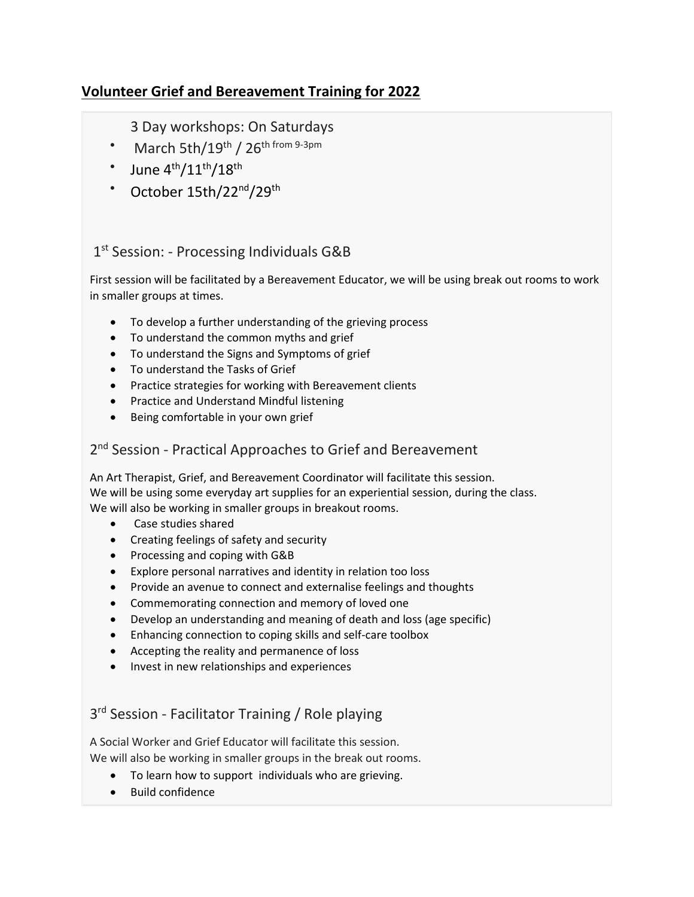## **Volunteer Grief and Bereavement Training for 2022**

3 Day workshops: On Saturdays

- March 5th/19th / 26th from 9-3pm
- June 4th/11th/18th
- October 15th/22nd/29th

### 1st Session: - Processing Individuals G&B

First session will be facilitated by a Bereavement Educator, we will be using break out rooms to work in smaller groups at times.

- To develop a further understanding of the grieving process
- To understand the common myths and grief
- To understand the Signs and Symptoms of grief
- To understand the Tasks of Grief
- Practice strategies for working with Bereavement clients
- Practice and Understand Mindful listening
- Being comfortable in your own grief

### 2nd Session - Practical Approaches to Grief and Bereavement

An Art Therapist, Grief, and Bereavement Coordinator will facilitate this session.
We will be using some everyday art supplies for an experiential session, during the class.
We will also be working in smaller groups in breakout rooms.

- Case studies shared
- Creating feelings of safety and security
- Processing and coping with G&B
- Explore personal narratives and identity in relation too loss
- Provide an avenue to connect and externalise feelings and thoughts
- Commemorating connection and memory of loved one
- Develop an understanding and meaning of death and loss (age specific)
- Enhancing connection to coping skills and self-care toolbox
- Accepting the reality and permanence of loss
- Invest in new relationships and experiences

### 3rd Session - Facilitator Training / Role playing

A Social Worker and Grief Educator will facilitate this session.
We will also be working in smaller groups in the break out rooms.

- To learn how to support individuals who are grieving.
- Build confidence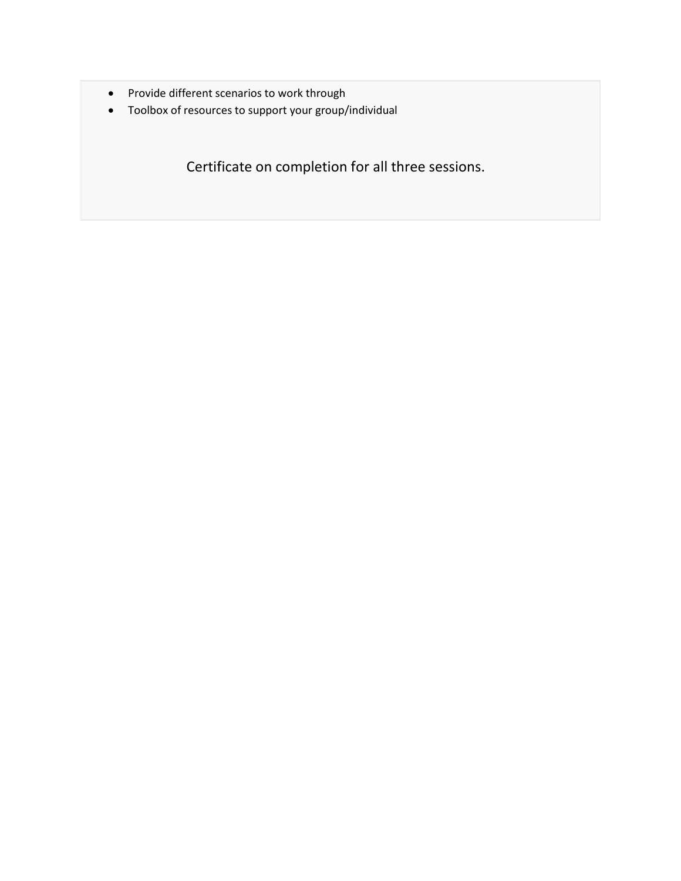- Provide different scenarios to work through
- Toolbox of resources to support your group/individual

Certificate on completion for all three sessions.